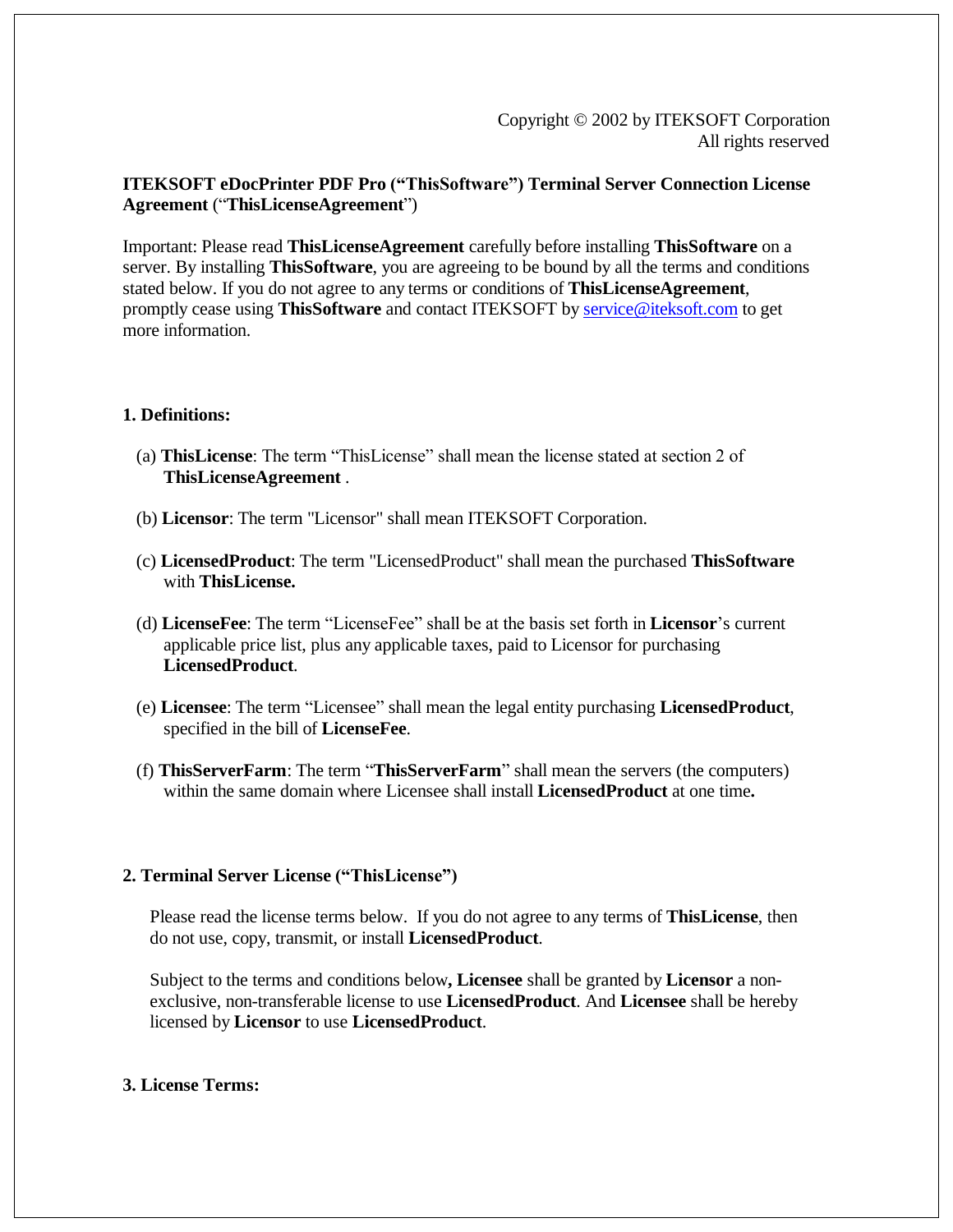Copyright © 2002 by ITEKSOFT Corporation
All rights reserved

**ITEKSOFT eDocPrinter PDF Pro ("ThisSoftware") Terminal Server Connection License Agreement** ("**ThisLicenseAgreement**")

Important: Please read **ThisLicenseAgreement** carefully before installing **ThisSoftware** on a server. By installing **ThisSoftware**, you are agreeing to be bound by all the terms and conditions stated below. If you do not agree to any terms or conditions of **ThisLicenseAgreement**, promptly cease using **ThisSoftware** and contact ITEKSOFT by [service@iteksoft.com](mailto:service@iteksoft.com) to get more information.

## 1. Definitions:

(a) **ThisLicense**: The term "ThisLicense" shall mean the license stated at section 2 of **ThisLicenseAgreement** .

(b) **Licensor**: The term "Licensor" shall mean ITEKSOFT Corporation.

(c) **LicensedProduct**: The term "LicensedProduct" shall mean the purchased **ThisSoftware** with **ThisLicense.**

(d) **LicenseFee**: The term "LicenseFee" shall be at the basis set forth in **Licensor**'s current applicable price list, plus any applicable taxes, paid to Licensor for purchasing **LicensedProduct**.

(e) **Licensee**: The term "Licensee" shall mean the legal entity purchasing **LicensedProduct**, specified in the bill of **LicenseFee**.

(f) **ThisServerFarm**: The term "**ThisServerFarm**" shall mean the servers (the computers) within the same domain where Licensee shall install **LicensedProduct** at one time**.**

## 2. Terminal Server License ("ThisLicense")

Please read the license terms below. If you do not agree to any terms of **ThisLicense**, then do not use, copy, transmit, or install **LicensedProduct**.

Subject to the terms and conditions below**, Licensee** shall be granted by **Licensor** a non-exclusive, non-transferable license to use **LicensedProduct**. And **Licensee** shall be hereby licensed by **Licensor** to use **LicensedProduct**.

## 3. License Terms: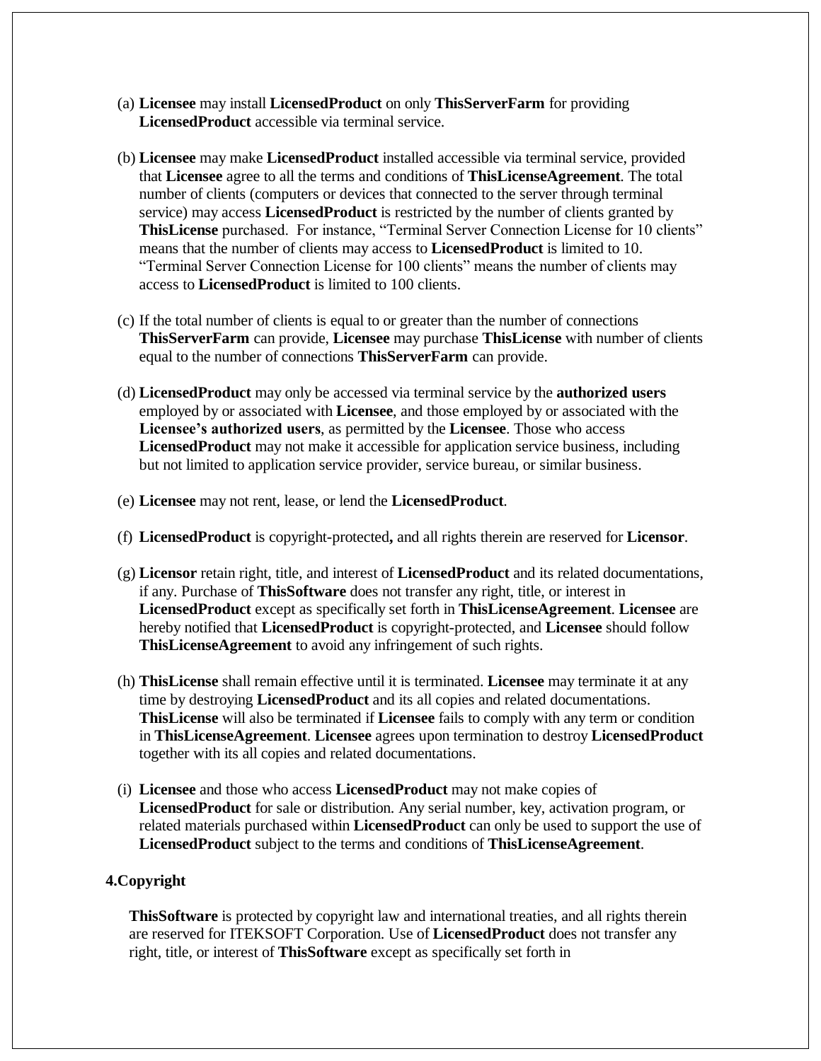(a) **Licensee** may install **LicensedProduct** on only **ThisServerFarm** for providing **LicensedProduct** accessible via terminal service.

(b) **Licensee** may make **LicensedProduct** installed accessible via terminal service, provided that **Licensee** agree to all the terms and conditions of **ThisLicenseAgreement**. The total number of clients (computers or devices that connected to the server through terminal service) may access **LicensedProduct** is restricted by the number of clients granted by **ThisLicense** purchased. For instance, "Terminal Server Connection License for 10 clients" means that the number of clients may access to **LicensedProduct** is limited to 10. "Terminal Server Connection License for 100 clients" means the number of clients may access to **LicensedProduct** is limited to 100 clients.

(c) If the total number of clients is equal to or greater than the number of connections **ThisServerFarm** can provide, **Licensee** may purchase **ThisLicense** with number of clients equal to the number of connections **ThisServerFarm** can provide.

(d) **LicensedProduct** may only be accessed via terminal service by the **authorized users** employed by or associated with **Licensee**, and those employed by or associated with the **Licensee's authorized users**, as permitted by the **Licensee**. Those who access **LicensedProduct** may not make it accessible for application service business, including but not limited to application service provider, service bureau, or similar business.

(e) **Licensee** may not rent, lease, or lend the **LicensedProduct**.

(f) **LicensedProduct** is copyright-protected**,** and all rights therein are reserved for **Licensor**.

(g) **Licensor** retain right, title, and interest of **LicensedProduct** and its related documentations, if any. Purchase of **ThisSoftware** does not transfer any right, title, or interest in **LicensedProduct** except as specifically set forth in **ThisLicenseAgreement**. **Licensee** are hereby notified that **LicensedProduct** is copyright-protected, and **Licensee** should follow **ThisLicenseAgreement** to avoid any infringement of such rights.

(h) **ThisLicense** shall remain effective until it is terminated. **Licensee** may terminate it at any time by destroying **LicensedProduct** and its all copies and related documentations. **ThisLicense** will also be terminated if **Licensee** fails to comply with any term or condition in **ThisLicenseAgreement**. **Licensee** agrees upon termination to destroy **LicensedProduct** together with its all copies and related documentations.

(i) **Licensee** and those who access **LicensedProduct** may not make copies of **LicensedProduct** for sale or distribution. Any serial number, key, activation program, or related materials purchased within **LicensedProduct** can only be used to support the use of **LicensedProduct** subject to the terms and conditions of **ThisLicenseAgreement**.

**4.Copyright**

**ThisSoftware** is protected by copyright law and international treaties, and all rights therein are reserved for ITEKSOFT Corporation. Use of **LicensedProduct** does not transfer any right, title, or interest of **ThisSoftware** except as specifically set forth in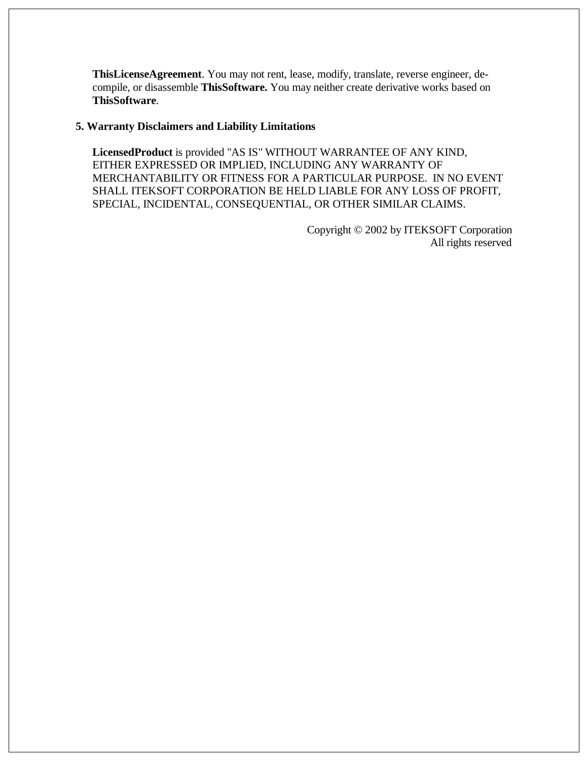**ThisLicenseAgreement**. You may not rent, lease, modify, translate, reverse engineer, de-compile, or disassemble **ThisSoftware.** You may neither create derivative works based on **ThisSoftware**.

**5. Warranty Disclaimers and Liability Limitations**

**LicensedProduct** is provided "AS IS" WITHOUT WARRANTEE OF ANY KIND, EITHER EXPRESSED OR IMPLIED, INCLUDING ANY WARRANTY OF MERCHANTABILITY OR FITNESS FOR A PARTICULAR PURPOSE. IN NO EVENT SHALL ITEKSOFT CORPORATION BE HELD LIABLE FOR ANY LOSS OF PROFIT, SPECIAL, INCIDENTAL, CONSEQUENTIAL, OR OTHER SIMILAR CLAIMS.

Copyright © 2002 by ITEKSOFT Corporation
All rights reserved